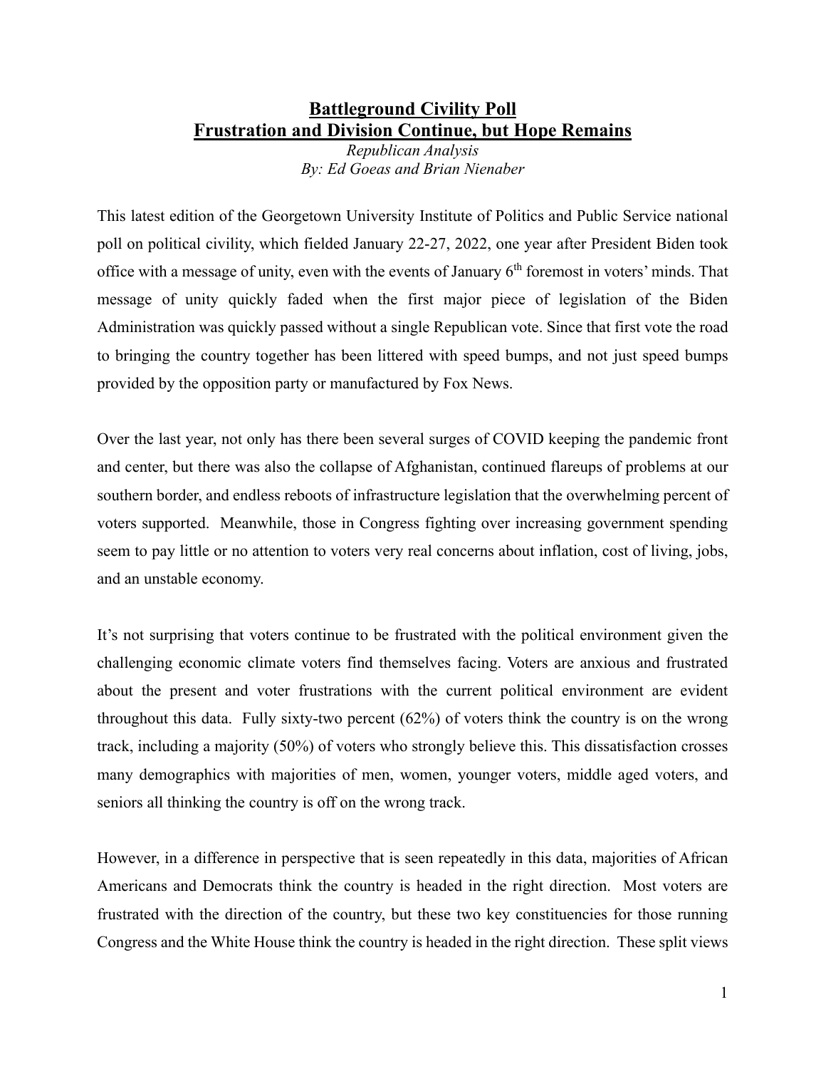# Battleground Civility Poll
## Frustration and Division Continue, but Hope Remains

*Republican Analysis*
*By: Ed Goeas and Brian Nienaber*

This latest edition of the Georgetown University Institute of Politics and Public Service national poll on political civility, which fielded January 22-27, 2022, one year after President Biden took office with a message of unity, even with the events of January 6th foremost in voters' minds. That message of unity quickly faded when the first major piece of legislation of the Biden Administration was quickly passed without a single Republican vote. Since that first vote the road to bringing the country together has been littered with speed bumps, and not just speed bumps provided by the opposition party or manufactured by Fox News.

Over the last year, not only has there been several surges of COVID keeping the pandemic front and center, but there was also the collapse of Afghanistan, continued flareups of problems at our southern border, and endless reboots of infrastructure legislation that the overwhelming percent of voters supported. Meanwhile, those in Congress fighting over increasing government spending seem to pay little or no attention to voters very real concerns about inflation, cost of living, jobs, and an unstable economy.

It's not surprising that voters continue to be frustrated with the political environment given the challenging economic climate voters find themselves facing. Voters are anxious and frustrated about the present and voter frustrations with the current political environment are evident throughout this data. Fully sixty-two percent (62%) of voters think the country is on the wrong track, including a majority (50%) of voters who strongly believe this. This dissatisfaction crosses many demographics with majorities of men, women, younger voters, middle aged voters, and seniors all thinking the country is off on the wrong track.

However, in a difference in perspective that is seen repeatedly in this data, majorities of African Americans and Democrats think the country is headed in the right direction. Most voters are frustrated with the direction of the country, but these two key constituencies for those running Congress and the White House think the country is headed in the right direction. These split views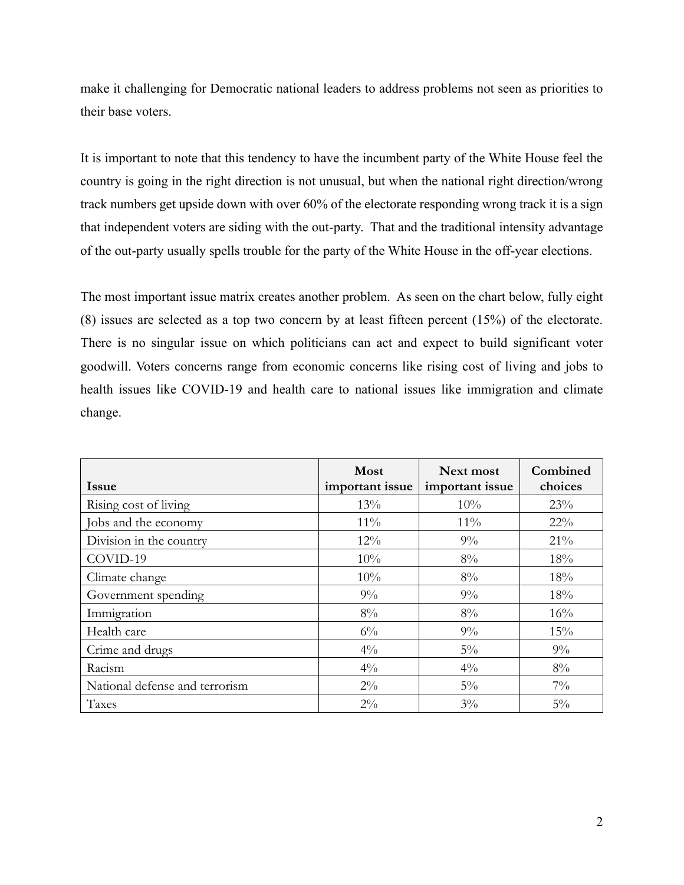make it challenging for Democratic national leaders to address problems not seen as priorities to their base voters.

It is important to note that this tendency to have the incumbent party of the White House feel the country is going in the right direction is not unusual, but when the national right direction/wrong track numbers get upside down with over 60% of the electorate responding wrong track it is a sign that independent voters are siding with the out-party. That and the traditional intensity advantage of the out-party usually spells trouble for the party of the White House in the off-year elections.

The most important issue matrix creates another problem. As seen on the chart below, fully eight (8) issues are selected as a top two concern by at least fifteen percent (15%) of the electorate. There is no singular issue on which politicians can act and expect to build significant voter goodwill. Voters concerns range from economic concerns like rising cost of living and jobs to health issues like COVID-19 and health care to national issues like immigration and climate change.

| Issue | Most important issue | Next most important issue | Combined choices |
|---|---|---|---|
| Rising cost of living | 13% | 10% | 23% |
| Jobs and the economy | 11% | 11% | 22% |
| Division in the country | 12% | 9% | 21% |
| COVID-19 | 10% | 8% | 18% |
| Climate change | 10% | 8% | 18% |
| Government spending | 9% | 9% | 18% |
| Immigration | 8% | 8% | 16% |
| Health care | 6% | 9% | 15% |
| Crime and drugs | 4% | 5% | 9% |
| Racism | 4% | 4% | 8% |
| National defense and terrorism | 2% | 5% | 7% |
| Taxes | 2% | 3% | 5% |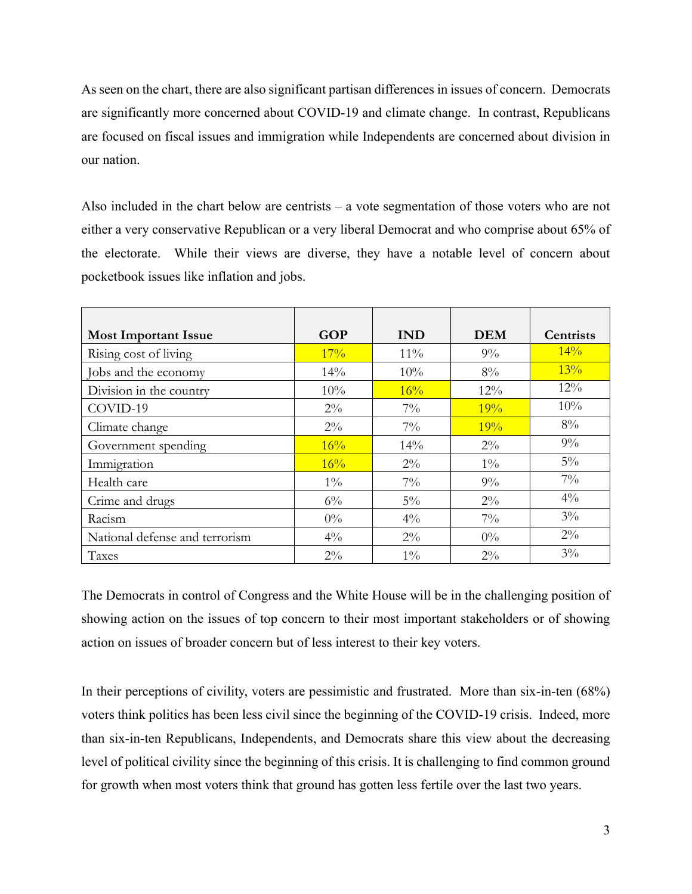As seen on the chart, there are also significant partisan differences in issues of concern. Democrats are significantly more concerned about COVID-19 and climate change. In contrast, Republicans are focused on fiscal issues and immigration while Independents are concerned about division in our nation.

Also included in the chart below are centrists – a vote segmentation of those voters who are not either a very conservative Republican or a very liberal Democrat and who comprise about 65% of the electorate. While their views are diverse, they have a notable level of concern about pocketbook issues like inflation and jobs.

| **Most Important Issue** | **GOP** | **IND** | **DEM** | **Centrists** |
|---|---|---|---|---|
| Rising cost of living | 17% | 11% | 9% | 14% |
| Jobs and the economy | 14% | 10% | 8% | 13% |
| Division in the country | 10% | 16% | 12% | 12% |
| COVID-19 | 2% | 7% | 19% | 10% |
| Climate change | 2% | 7% | 19% | 8% |
| Government spending | 16% | 14% | 2% | 9% |
| Immigration | 16% | 2% | 1% | 5% |
| Health care | 1% | 7% | 9% | 7% |
| Crime and drugs | 6% | 5% | 2% | 4% |
| Racism | 0% | 4% | 7% | 3% |
| National defense and terrorism | 4% | 2% | 0% | 2% |
| Taxes | 2% | 1% | 2% | 3% |

The Democrats in control of Congress and the White House will be in the challenging position of showing action on the issues of top concern to their most important stakeholders or of showing action on issues of broader concern but of less interest to their key voters.

In their perceptions of civility, voters are pessimistic and frustrated. More than six-in-ten (68%) voters think politics has been less civil since the beginning of the COVID-19 crisis. Indeed, more than six-in-ten Republicans, Independents, and Democrats share this view about the decreasing level of political civility since the beginning of this crisis. It is challenging to find common ground for growth when most voters think that ground has gotten less fertile over the last two years.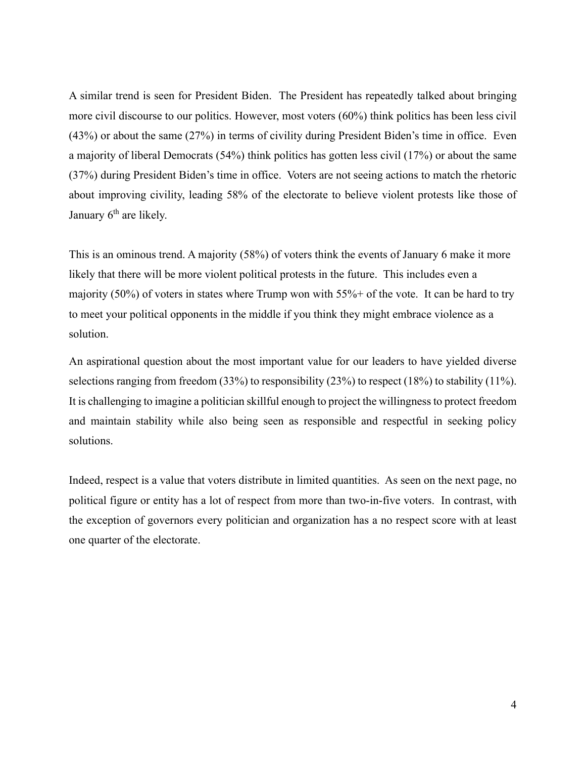A similar trend is seen for President Biden. The President has repeatedly talked about bringing more civil discourse to our politics. However, most voters (60%) think politics has been less civil (43%) or about the same (27%) in terms of civility during President Biden's time in office. Even a majority of liberal Democrats (54%) think politics has gotten less civil (17%) or about the same (37%) during President Biden's time in office. Voters are not seeing actions to match the rhetoric about improving civility, leading 58% of the electorate to believe violent protests like those of January 6th are likely.

This is an ominous trend. A majority (58%) of voters think the events of January 6 make it more likely that there will be more violent political protests in the future. This includes even a majority (50%) of voters in states where Trump won with 55%+ of the vote. It can be hard to try to meet your political opponents in the middle if you think they might embrace violence as a solution.

An aspirational question about the most important value for our leaders to have yielded diverse selections ranging from freedom (33%) to responsibility (23%) to respect (18%) to stability (11%). It is challenging to imagine a politician skillful enough to project the willingness to protect freedom and maintain stability while also being seen as responsible and respectful in seeking policy solutions.

Indeed, respect is a value that voters distribute in limited quantities. As seen on the next page, no political figure or entity has a lot of respect from more than two-in-five voters. In contrast, with the exception of governors every politician and organization has a no respect score with at least one quarter of the electorate.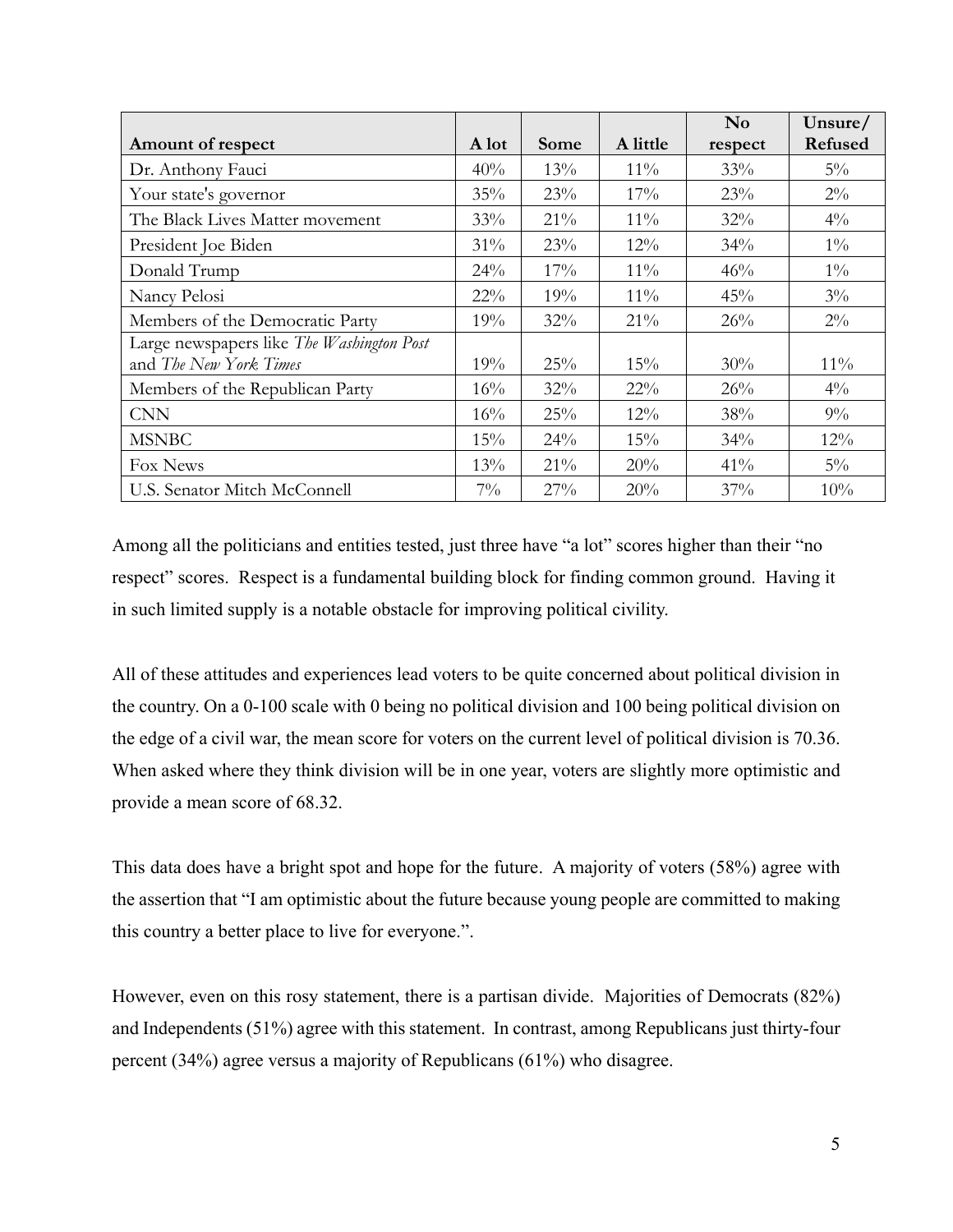| **Amount of respect** | **A lot** | **Some** | **A little** | **No respect** | **Unsure/ Refused** |
|---|---|---|---|---|---|
| Dr. Anthony Fauci | 40% | 13% | 11% | 33% | 5% |
| Your state's governor | 35% | 23% | 17% | 23% | 2% |
| The Black Lives Matter movement | 33% | 21% | 11% | 32% | 4% |
| President Joe Biden | 31% | 23% | 12% | 34% | 1% |
| Donald Trump | 24% | 17% | 11% | 46% | 1% |
| Nancy Pelosi | 22% | 19% | 11% | 45% | 3% |
| Members of the Democratic Party | 19% | 32% | 21% | 26% | 2% |
| Large newspapers like *The Washington Post* and *The New York Times* | 19% | 25% | 15% | 30% | 11% |
| Members of the Republican Party | 16% | 32% | 22% | 26% | 4% |
| CNN | 16% | 25% | 12% | 38% | 9% |
| MSNBC | 15% | 24% | 15% | 34% | 12% |
| Fox News | 13% | 21% | 20% | 41% | 5% |
| U.S. Senator Mitch McConnell | 7% | 27% | 20% | 37% | 10% |

Among all the politicians and entities tested, just three have "a lot" scores higher than their "no respect" scores. Respect is a fundamental building block for finding common ground. Having it in such limited supply is a notable obstacle for improving political civility.

All of these attitudes and experiences lead voters to be quite concerned about political division in the country. On a 0-100 scale with 0 being no political division and 100 being political division on the edge of a civil war, the mean score for voters on the current level of political division is 70.36. When asked where they think division will be in one year, voters are slightly more optimistic and provide a mean score of 68.32.

This data does have a bright spot and hope for the future. A majority of voters (58%) agree with the assertion that "I am optimistic about the future because young people are committed to making this country a better place to live for everyone.".

However, even on this rosy statement, there is a partisan divide. Majorities of Democrats (82%) and Independents (51%) agree with this statement. In contrast, among Republicans just thirty-four percent (34%) agree versus a majority of Republicans (61%) who disagree.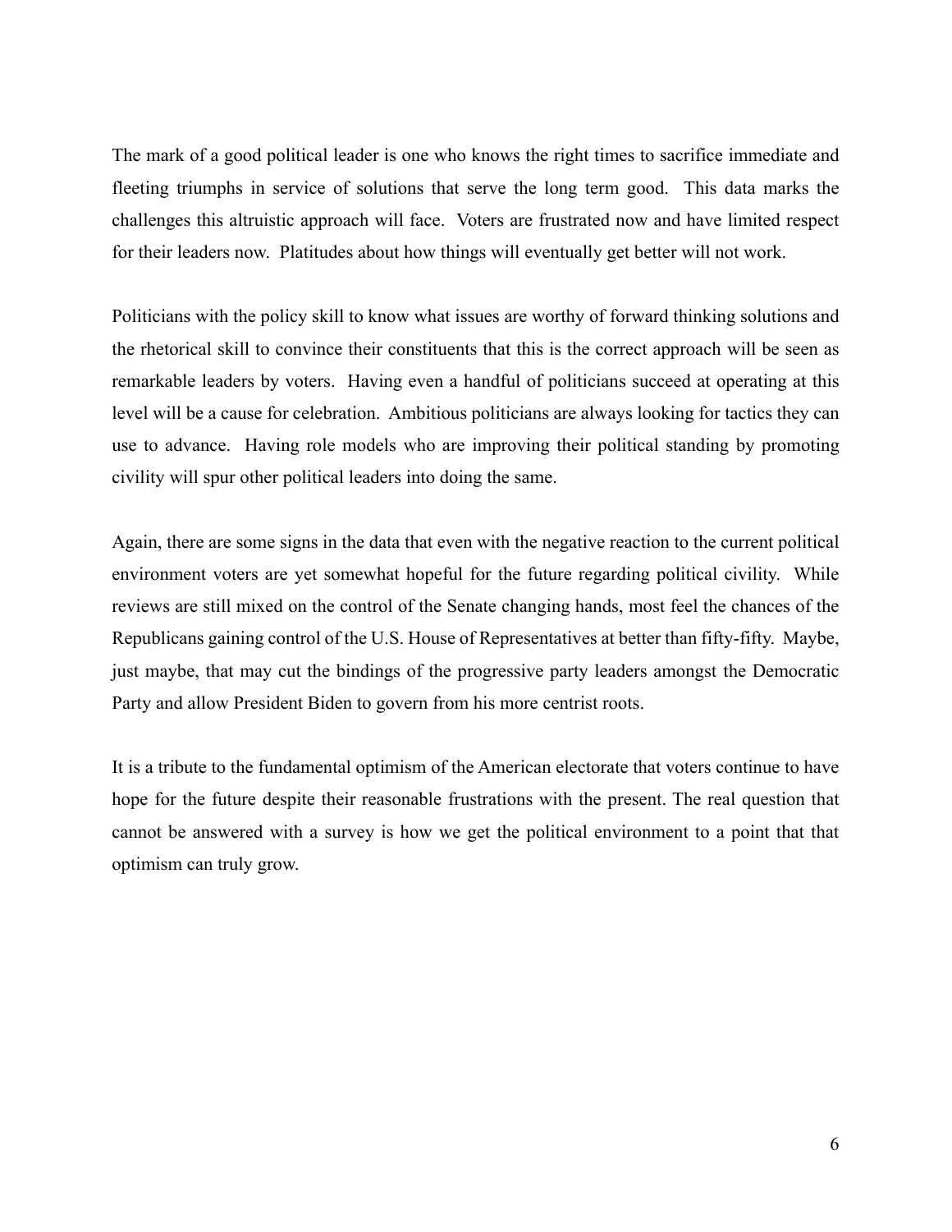The mark of a good political leader is one who knows the right times to sacrifice immediate and fleeting triumphs in service of solutions that serve the long term good. This data marks the challenges this altruistic approach will face. Voters are frustrated now and have limited respect for their leaders now. Platitudes about how things will eventually get better will not work.

Politicians with the policy skill to know what issues are worthy of forward thinking solutions and the rhetorical skill to convince their constituents that this is the correct approach will be seen as remarkable leaders by voters. Having even a handful of politicians succeed at operating at this level will be a cause for celebration. Ambitious politicians are always looking for tactics they can use to advance. Having role models who are improving their political standing by promoting civility will spur other political leaders into doing the same.

Again, there are some signs in the data that even with the negative reaction to the current political environment voters are yet somewhat hopeful for the future regarding political civility. While reviews are still mixed on the control of the Senate changing hands, most feel the chances of the Republicans gaining control of the U.S. House of Representatives at better than fifty-fifty. Maybe, just maybe, that may cut the bindings of the progressive party leaders amongst the Democratic Party and allow President Biden to govern from his more centrist roots.

It is a tribute to the fundamental optimism of the American electorate that voters continue to have hope for the future despite their reasonable frustrations with the present. The real question that cannot be answered with a survey is how we get the political environment to a point that that optimism can truly grow.